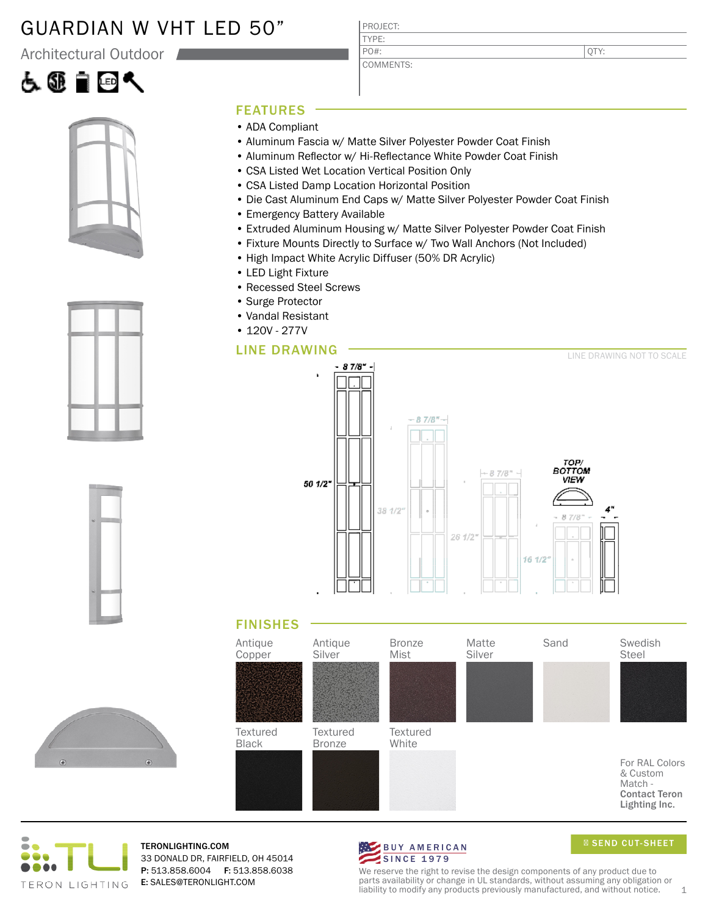# GUARDIAN W VHT LED 50"

Architectural Outdoor

| PROJECT: | |
|---|---|
| TYPE: | |
| PO#: | QTY: |
| COMMENTS: | |

## FEATURES

- ADA Compliant
- Aluminum Fascia w/ Matte Silver Polyester Powder Coat Finish
- Aluminum Reflector w/ Hi-Reflectance White Powder Coat Finish
- CSA Listed Wet Location Vertical Position Only
- CSA Listed Damp Location Horizontal Position
- Die Cast Aluminum End Caps w/ Matte Silver Polyester Powder Coat Finish
- Emergency Battery Available
- Extruded Aluminum Housing w/ Matte Silver Polyester Powder Coat Finish
- Fixture Mounts Directly to Surface w/ Two Wall Anchors (Not Included)
- High Impact White Acrylic Diffuser (50% DR Acrylic)
- LED Light Fixture
- Recessed Steel Screws
- Surge Protector
- Vandal Resistant
- 120V - 277V

## LINE DRAWING

LINE DRAWING NOT TO SCALE

8 7/8" | 50 1/2" | 38 1/2" | 26 1/2" | 16 1/2" | TOP/ BOTTOM VIEW | 4"

## FINISHES

Antique Copper, Antique Silver, Bronze Mist, Matte Silver, Sand, Swedish Steel, Textured Black, Textured Bronze, Textured White

For RAL Colors & Custom Match - **Contact Teron Lighting Inc.**

TERON LIGHTING

**TERONLIGHTING.COM**
33 DONALD DR, FAIRFIELD, OH 45014
**P:** 513.858.6004 **F:** 513.858.6038
**E:** SALES@TERONLIGHT.COM

BUY AMERICAN SINCE 1979

SEND CUT-SHEET

We reserve the right to revise the design components of any product due to parts availability or change in UL standards, without assuming any obligation or liability to modify any products previously manufactured, and without notice.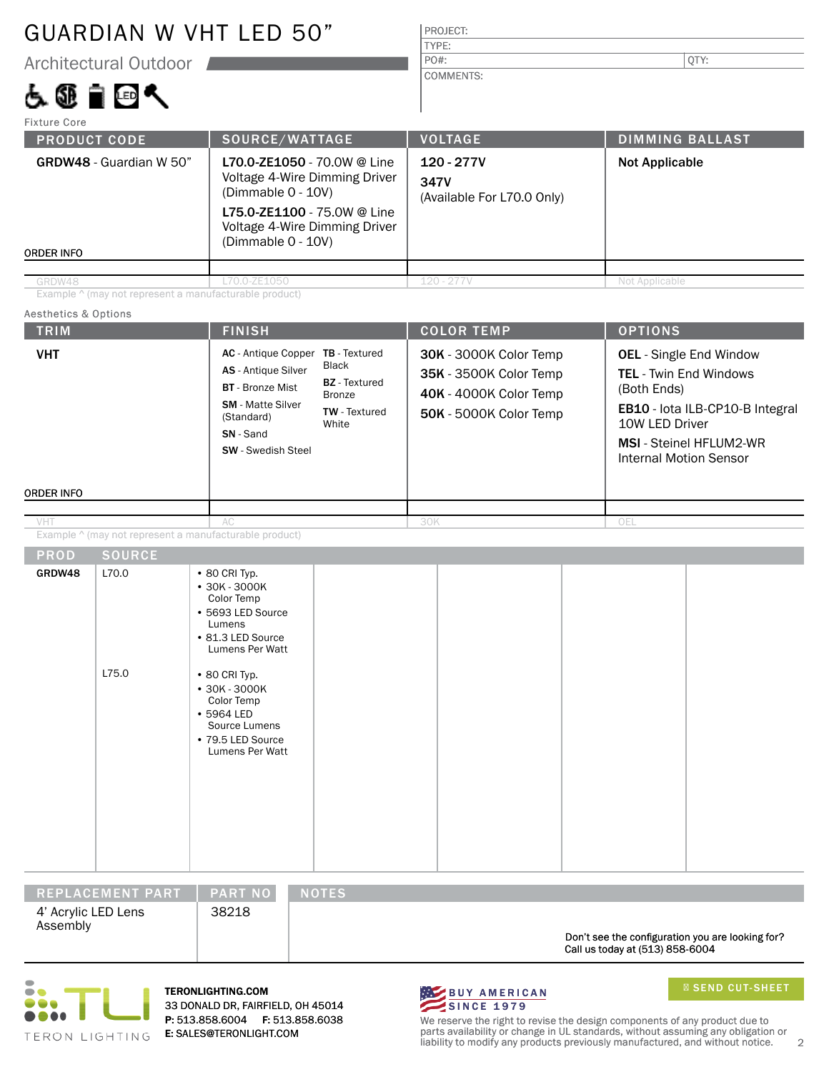# GUARDIAN W VHT LED 50”

Architectural Outdoor

| PROJECT: | |
|---|---|
| TYPE: | |
| PO#: | QTY: |
| COMMENTS: | |

Fixture Core

| PRODUCT CODE | SOURCE/WATTAGE | VOLTAGE | DIMMING BALLAST |
|---|---|---|---|
| **GRDW48** - Guardian W 50” | **L70.0-ZE1050** - 70.0W @ Line Voltage 4-Wire Dimming Driver (Dimmable 0 - 10V)<br>**L75.0-ZE1100** - 75.0W @ Line Voltage 4-Wire Dimming Driver (Dimmable 0 - 10V) | **120 - 277V**<br>**347V** (Available For L70.0 Only) | **Not Applicable** |

ORDER INFO

| | | | |
|---|---|---|---|
| GRDW48 | L70.0-ZE1050 | 120 - 277V | Not Applicable |

Example ^ (may not represent a manufacturable product)

Aesthetics & Options

| TRIM | FINISH | COLOR TEMP | OPTIONS |
|---|---|---|---|
| **VHT** | **AC** - Antique Copper<br>**AS** - Antique Silver<br>**BT** - Bronze Mist<br>**SM** - Matte Silver (Standard)<br>**SN** - Sand<br>**SW** - Swedish Steel<br>**TB** - Textured Black<br>**BZ** - Textured Bronze<br>**TW** - Textured White | **30K** - 3000K Color Temp<br>**35K** - 3500K Color Temp<br>**40K** - 4000K Color Temp<br>**50K** - 5000K Color Temp | **OEL** - Single End Window<br>**TEL** - Twin End Windows (Both Ends)<br>**EB10** - Iota ILB-CP10-B Integral 10W LED Driver<br>**MSI** - Steinel HFLUM2-WR Internal Motion Sensor |

ORDER INFO

| | | | |
|---|---|---|---|
| VHT | AC | 30K | OEL |

Example ^ (may not represent a manufacturable product)

| PROD | SOURCE | |
|---|---|---|
| **GRDW48** | L70.0 | • 80 CRI Typ.<br>• 30K - 3000K Color Temp<br>• 5693 LED Source Lumens<br>• 81.3 LED Source Lumens Per Watt |
| | L75.0 | • 80 CRI Typ.<br>• 30K - 3000K Color Temp<br>• 5964 LED Source Lumens<br>• 79.5 LED Source Lumens Per Watt |

| REPLACEMENT PART | PART NO | NOTES |
|---|---|---|
| 4’ Acrylic LED Lens Assembly | 38218 | |

Don’t see the configuration you are looking for?
Call us today at (513) 858-6004

TERON LIGHTING

**TERONLIGHTING.COM**
33 DONALD DR, FAIRFIELD, OH 45014
**P:** 513.858.6004 **F:** 513.858.6038
**E:** SALES@TERONLIGHT.COM

BUY AMERICAN SINCE 1979

SEND CUT-SHEET

We reserve the right to revise the design components of any product due to parts availability or change in UL standards, without assuming any obligation or liability to modify any products previously manufactured, and without notice.